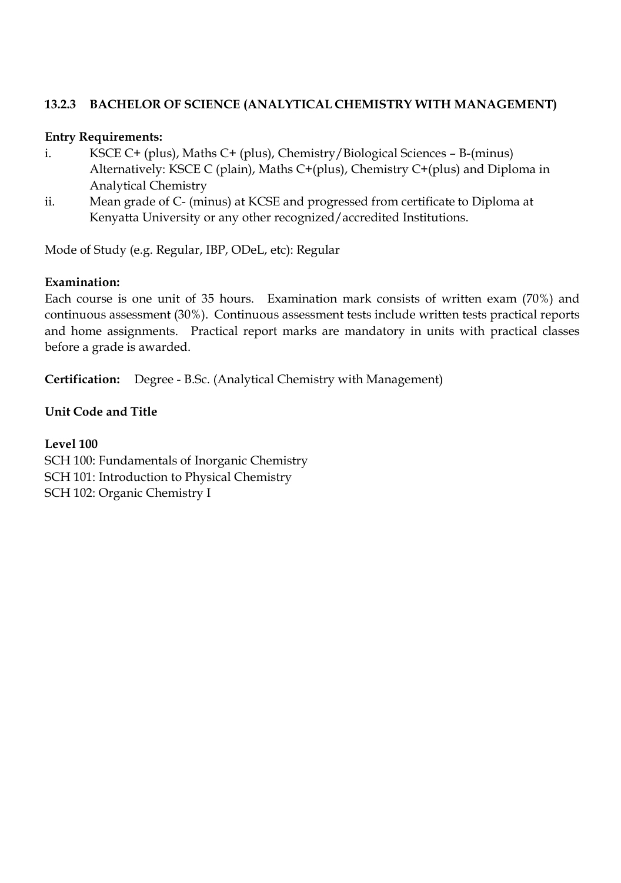### 13.2.3 BACHELOR OF SCIENCE (ANALYTICAL CHEMISTRY WITH MANAGEMENT)

**Entry Requirements:**

i. KSCE C+ (plus), Maths C+ (plus), Chemistry/Biological Sciences – B-(minus)
   Alternatively: KSCE C (plain), Maths C+(plus), Chemistry C+(plus) and Diploma in Analytical Chemistry

ii. Mean grade of C- (minus) at KCSE and progressed from certificate to Diploma at Kenyatta University or any other recognized/accredited Institutions.

Mode of Study (e.g. Regular, IBP, ODeL, etc): Regular

**Examination:**

Each course is one unit of 35 hours. Examination mark consists of written exam (70%) and continuous assessment (30%). Continuous assessment tests include written tests practical reports and home assignments. Practical report marks are mandatory in units with practical classes before a grade is awarded.

**Certification:** Degree - B.Sc. (Analytical Chemistry with Management)

**Unit Code and Title**

**Level 100**

SCH 100: Fundamentals of Inorganic Chemistry
SCH 101: Introduction to Physical Chemistry
SCH 102: Organic Chemistry I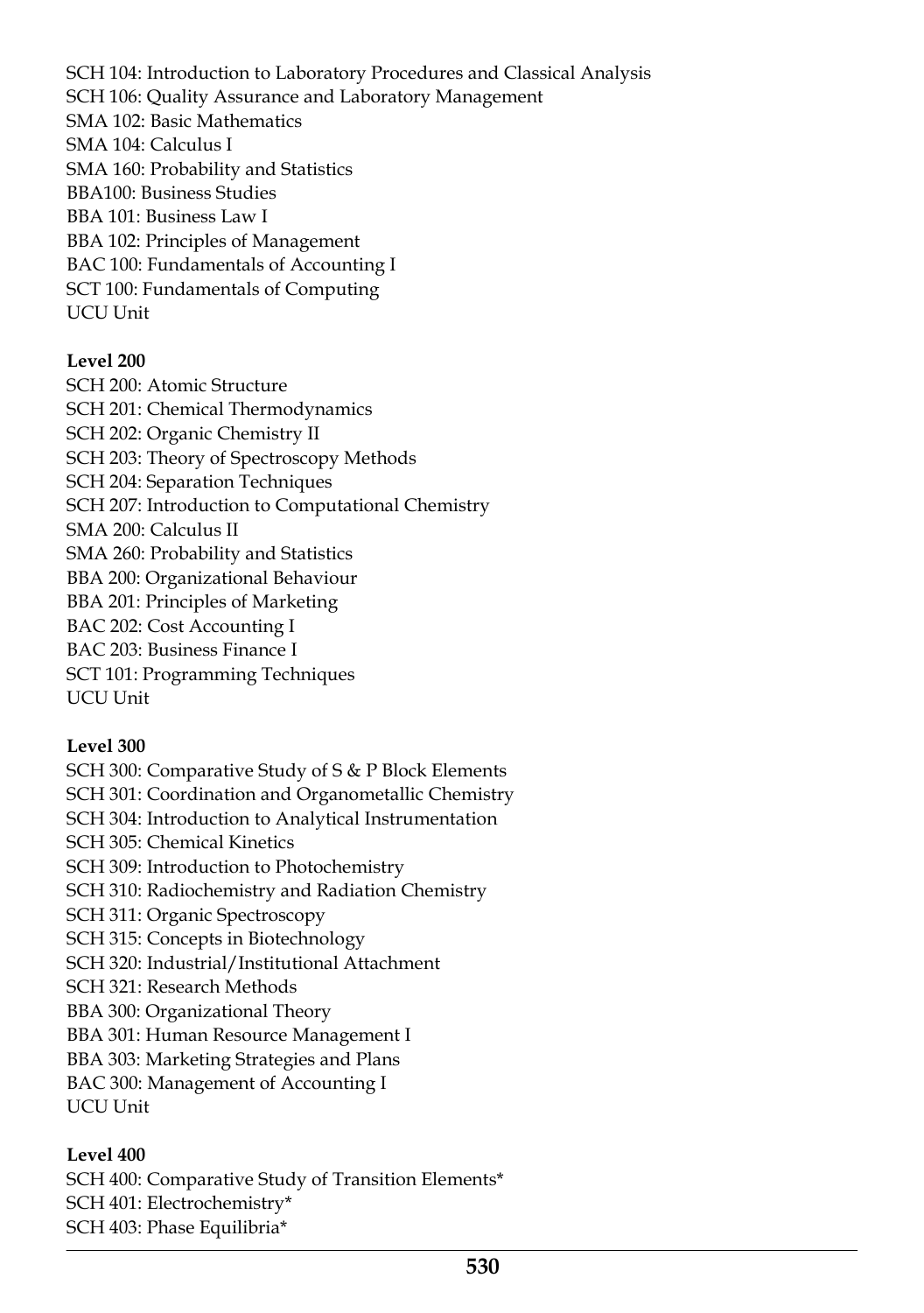SCH 104: Introduction to Laboratory Procedures and Classical Analysis  
SCH 106: Quality Assurance and Laboratory Management  
SMA 102: Basic Mathematics  
SMA 104: Calculus I  
SMA 160: Probability and Statistics  
BBA100: Business Studies  
BBA 101: Business Law I  
BBA 102: Principles of Management  
BAC 100: Fundamentals of Accounting I  
SCT 100: Fundamentals of Computing  
UCU Unit

**Level 200**

SCH 200: Atomic Structure  
SCH 201: Chemical Thermodynamics  
SCH 202: Organic Chemistry II  
SCH 203: Theory of Spectroscopy Methods  
SCH 204: Separation Techniques  
SCH 207: Introduction to Computational Chemistry  
SMA 200: Calculus II  
SMA 260: Probability and Statistics  
BBA 200: Organizational Behaviour  
BBA 201: Principles of Marketing  
BAC 202: Cost Accounting I  
BAC 203: Business Finance I  
SCT 101: Programming Techniques  
UCU Unit

**Level 300**

SCH 300: Comparative Study of S & P Block Elements  
SCH 301: Coordination and Organometallic Chemistry  
SCH 304: Introduction to Analytical Instrumentation  
SCH 305: Chemical Kinetics  
SCH 309: Introduction to Photochemistry  
SCH 310: Radiochemistry and Radiation Chemistry  
SCH 311: Organic Spectroscopy  
SCH 315: Concepts in Biotechnology  
SCH 320: Industrial/Institutional Attachment  
SCH 321: Research Methods  
BBA 300: Organizational Theory  
BBA 301: Human Resource Management I  
BBA 303: Marketing Strategies and Plans  
BAC 300: Management of Accounting I  
UCU Unit

**Level 400**

SCH 400: Comparative Study of Transition Elements*  
SCH 401: Electrochemistry*  
SCH 403: Phase Equilibria*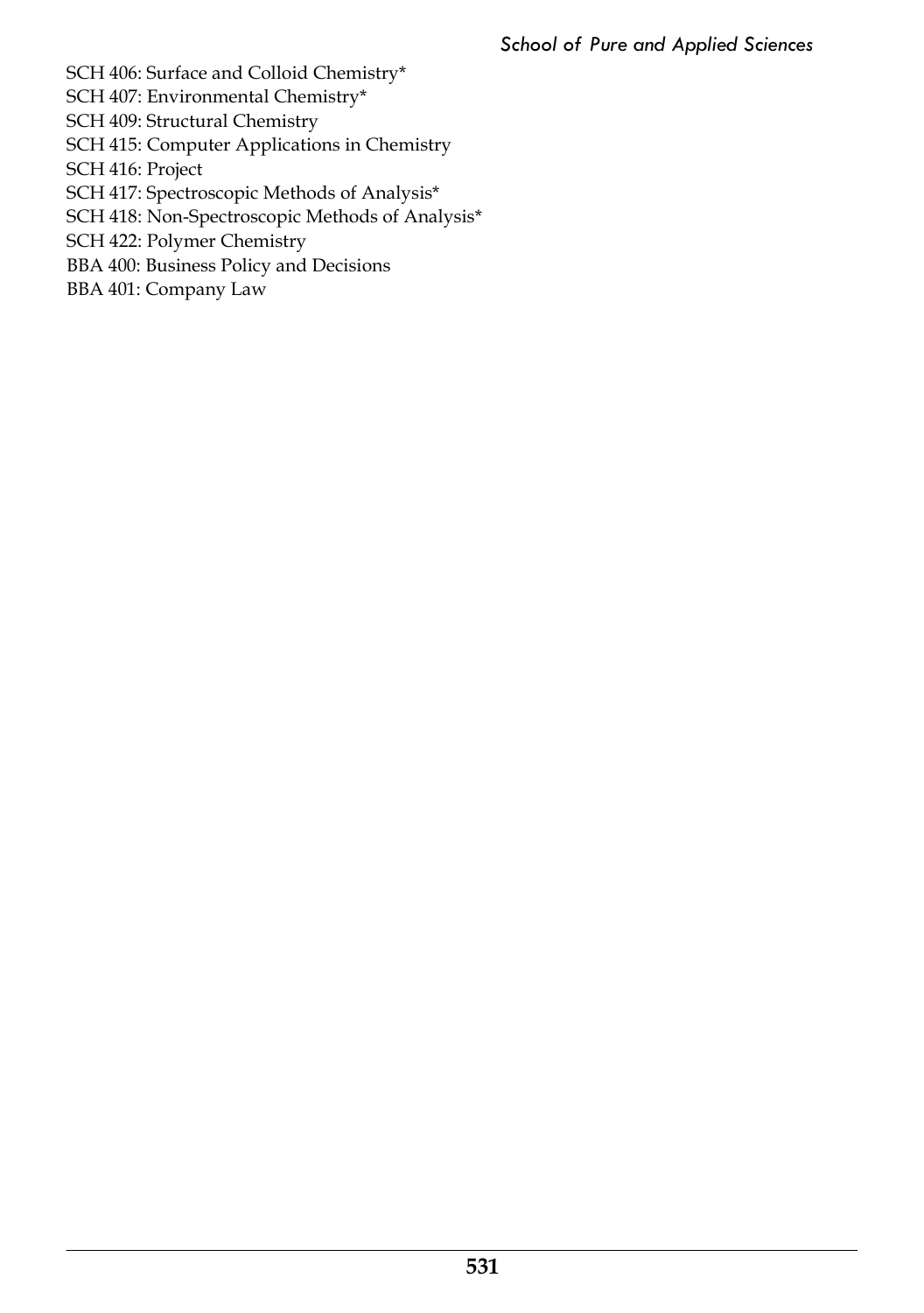SCH 406: Surface and Colloid Chemistry*
SCH 407: Environmental Chemistry*
SCH 409: Structural Chemistry
SCH 415: Computer Applications in Chemistry
SCH 416: Project
SCH 417: Spectroscopic Methods of Analysis*
SCH 418: Non-Spectroscopic Methods of Analysis*
SCH 422: Polymer Chemistry
BBA 400: Business Policy and Decisions
BBA 401: Company Law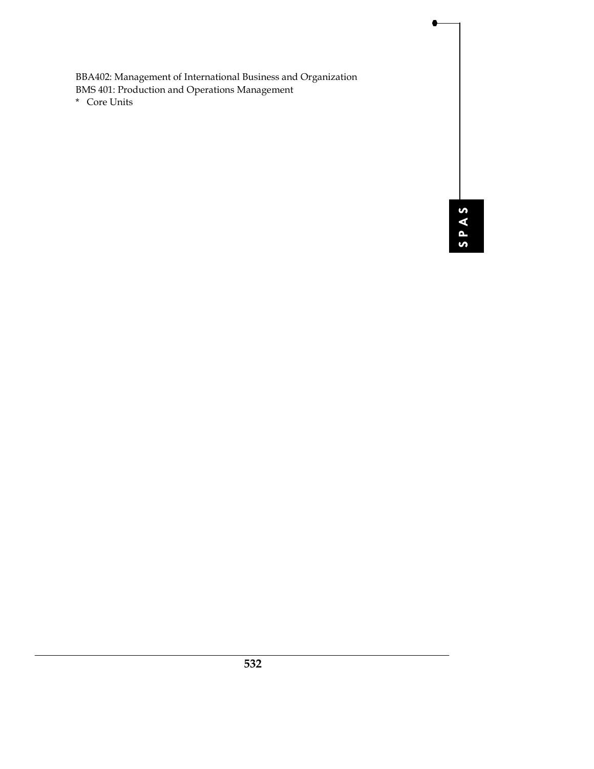BBA402: Management of International Business and Organization
BMS 401: Production and Operations Management
* Core Units